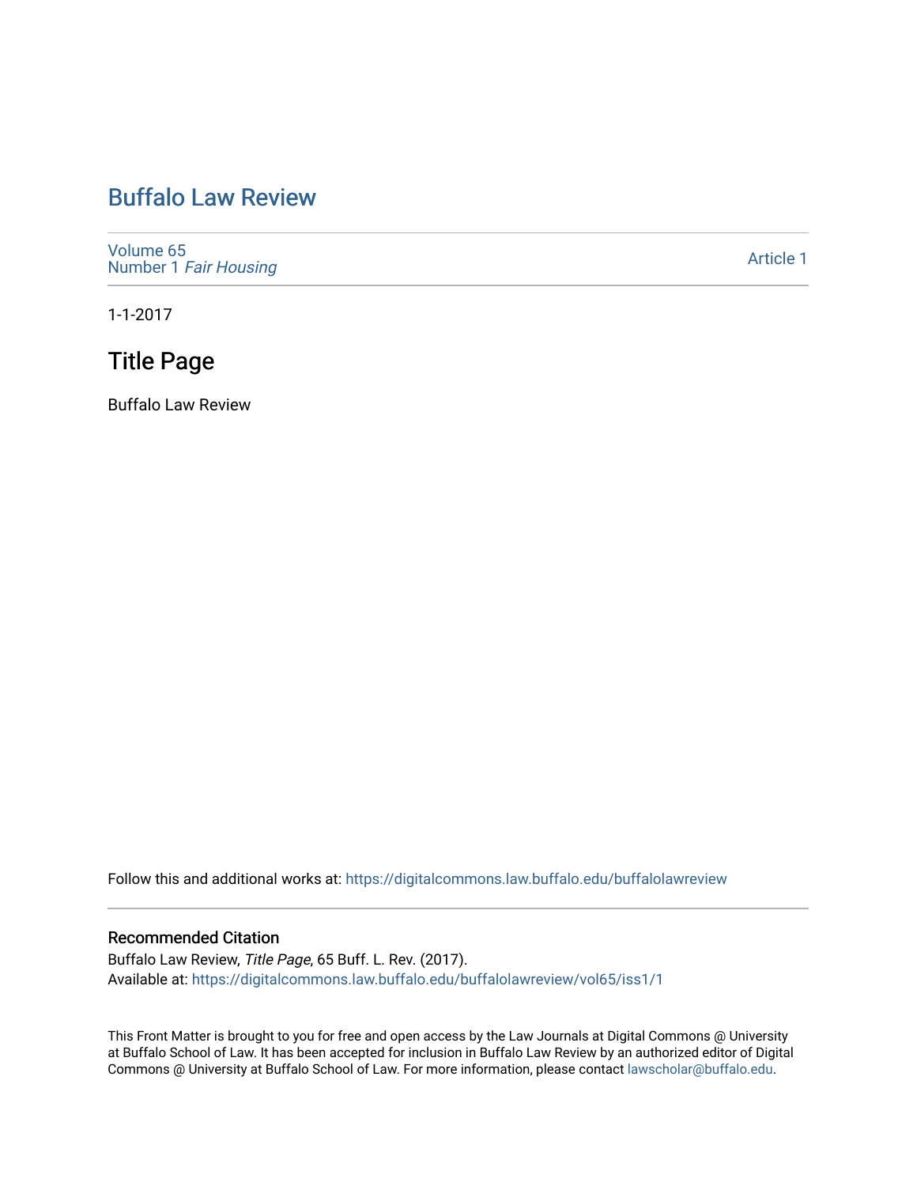# Buffalo Law Review

Volume 65
Number 1 *Fair Housing*

Article 1

1-1-2017

## Title Page

Buffalo Law Review

Follow this and additional works at: https://digitalcommons.law.buffalo.edu/buffalolawreview

### Recommended Citation

Buffalo Law Review, *Title Page*, 65 Buff. L. Rev. (2017).
Available at: https://digitalcommons.law.buffalo.edu/buffalolawreview/vol65/iss1/1

This Front Matter is brought to you for free and open access by the Law Journals at Digital Commons @ University at Buffalo School of Law. It has been accepted for inclusion in Buffalo Law Review by an authorized editor of Digital Commons @ University at Buffalo School of Law. For more information, please contact lawscholar@buffalo.edu.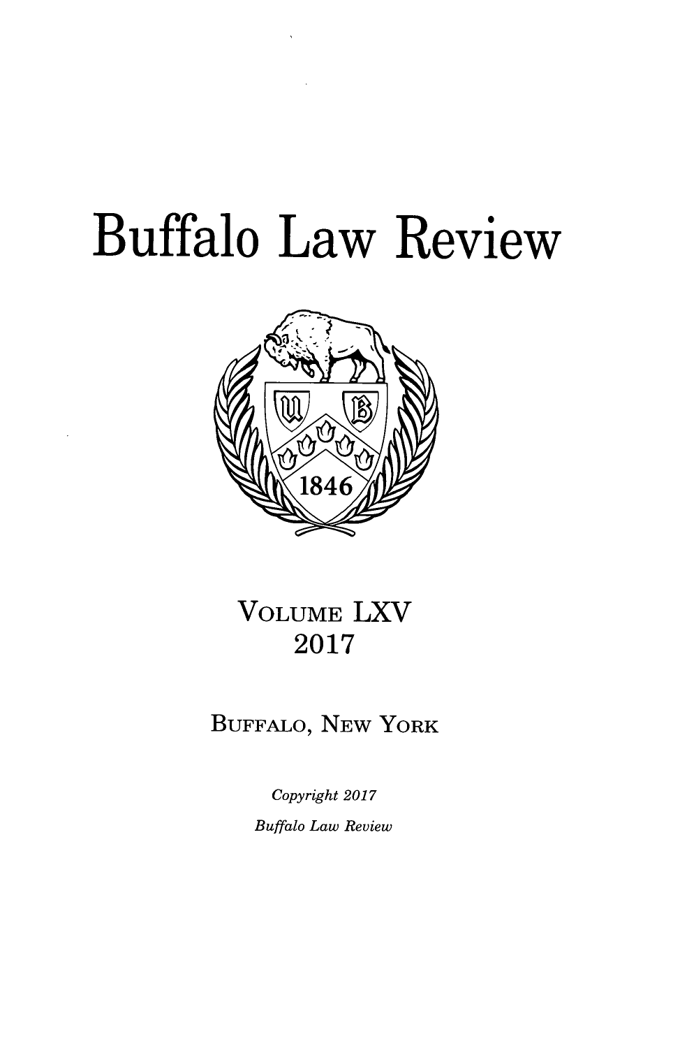# Buffalo Law Review

VOLUME LXV

2017

BUFFALO, NEW YORK

*Copyright 2017*

*Buffalo Law Review*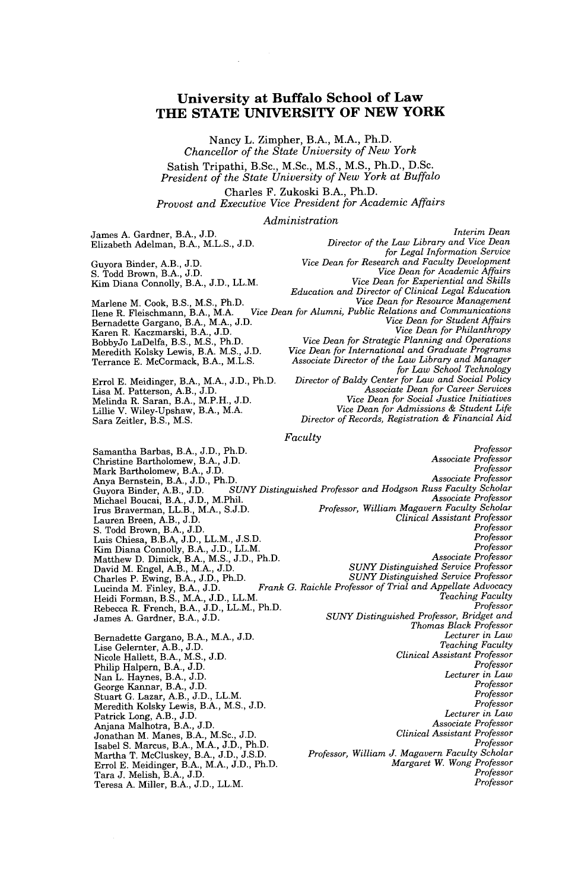# University at Buffalo School of Law
## THE STATE UNIVERSITY OF NEW YORK

Nancy L. Zimpher, B.A., M.A., Ph.D.
*Chancellor of the State University of New York*

Satish Tripathi, B.Sc., M.Sc., M.S., M.S., Ph.D., D.Sc.
*President of the State University of New York at Buffalo*

Charles F. Zukoski B.A., Ph.D.
*Provost and Executive Vice President for Academic Affairs*

### *Administration*

| Name | Title |
|---|---|
| James A. Gardner, B.A., J.D. | *Interim Dean* |
| Elizabeth Adelman, B.A., M.L.S., J.D. | *Director of the Law Library and Vice Dean for Legal Information Service* |
| Guyora Binder, A.B., J.D. | *Vice Dean for Research and Faculty Development* |
| S. Todd Brown, B.A., J.D. | *Vice Dean for Academic Affairs* |
| Kim Diana Connolly, B.A., J.D., LL.M. | *Vice Dean for Experiential and Skills Education and Director of Clinical Legal Education* |
| Marlene M. Cook, B.S., M.S., Ph.D. | *Vice Dean for Resource Management* |
| Ilene R. Fleischmann, B.A., M.A. | *Vice Dean for Alumni, Public Relations and Communications* |
| Bernadette Gargano, B.A., M.A., J.D. | *Vice Dean for Student Affairs* |
| Karen R. Kaczmarski, B.A., J.D. | *Vice Dean for Philanthropy* |
| BobbyJo LaDelfa, B.S., M.S., Ph.D. | *Vice Dean for Strategic Planning and Operations* |
| Meredith Kolsky Lewis, B.A. M.S., J.D. | *Vice Dean for International and Graduate Programs* |
| Terrance E. McCormack, B.A., M.L.S. | *Associate Director of the Law Library and Manager for Law School Technology* |
| Errol E. Meidinger, B.A., M.A., J.D., Ph.D. | *Director of Baldy Center for Law and Social Policy* |
| Lisa M. Patterson, A.B., J.D. | *Associate Dean for Career Services* |
| Melinda R. Saran, B.A., M.P.H., J.D. | *Vice Dean for Social Justice Initiatives* |
| Lillie V. Wiley-Upshaw, B.A., M.A. | *Vice Dean for Admissions & Student Life* |
| Sara Zeitler, B.S., M.S. | *Director of Records, Registration & Financial Aid* |

### *Faculty*

| Name | Title |
|---|---|
| Samantha Barbas, B.A., J.D., Ph.D. | *Professor* |
| Christine Bartholomew, B.A., J.D. | *Associate Professor* |
| Mark Bartholomew, B.A., J.D. | *Professor* |
| Anya Bernstein, B.A., J.D., Ph.D. | *Associate Professor* |
| Guyora Binder, A.B., J.D. | *SUNY Distinguished Professor and Hodgson Russ Faculty Scholar* |
| Michael Boucai, B.A., J.D., M.Phil. | *Associate Professor* |
| Irus Braverman, LL.B., M.A., S.J.D. | *Professor, William Magavern Faculty Scholar* |
| Lauren Breen, A.B., J.D. | *Clinical Assistant Professor* |
| S. Todd Brown, B.A., J.D. | *Professor* |
| Luis Chiesa, B.B.A, J.D., LL.M., J.S.D. | *Professor* |
| Kim Diana Connolly, B.A., J.D., LL.M. | *Professor* |
| Matthew D. Dimick, B.A., M.S., J.D., Ph.D. | *Associate Professor* |
| David M. Engel, A.B., M.A., J.D. | *SUNY Distinguished Service Professor* |
| Charles P. Ewing, B.A., J.D., Ph.D. | *SUNY Distinguished Service Professor* |
| Lucinda M. Finley, B.A., J.D. | *Frank G. Raichle Professor of Trial and Appellate Advocacy* |
| Heidi Forman, B.S., M.A., J.D., LL.M. | *Teaching Faculty* |
| Rebecca R. French, B.A., J.D., LL.M., Ph.D. | *Professor* |
| James A. Gardner, B.A., J.D. | *SUNY Distinguished Professor, Bridget and Thomas Black Professor* |
| Bernadette Gargano, B.A., M.A., J.D. | *Lecturer in Law* |
| Lise Gelernter, A.B., J.D. | *Teaching Faculty* |
| Nicole Hallett, B.A., M.S., J.D. | *Clinical Assistant Professor* |
| Philip Halpern, B.A., J.D. | *Professor* |
| Nan L. Haynes, B.A., J.D. | *Lecturer in Law* |
| George Kannar, B.A., J.D. | *Professor* |
| Stuart G. Lazar, A.B., J.D., LL.M. | *Professor* |
| Meredith Kolsky Lewis, B.A., M.S., J.D. | *Professor* |
| Patrick Long, A.B., J.D. | *Lecturer in Law* |
| Anjana Malhotra, B.A., J.D. | *Associate Professor* |
| Jonathan M. Manes, B.A., M.Sc., J.D. | *Clinical Assistant Professor* |
| Isabel S. Marcus, B.A., M.A., J.D., Ph.D. | *Professor* |
| Martha T. McCluskey, B.A., J.D., J.S.D. | *Professor, William J. Magavern Faculty Scholar* |
| Errol E. Meidinger, B.A., M.A., J.D., Ph.D. | *Margaret W. Wong Professor* |
| Tara J. Melish, B.A., J.D. | *Professor* |
| Teresa A. Miller, B.A., J.D., LL.M. | *Professor* |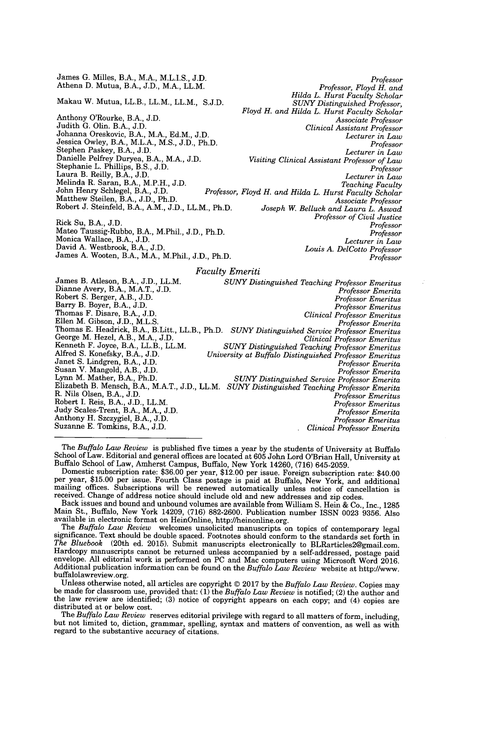James G. Milles, B.A., M.A., M.L.I.S., J.D. — *Professor*
Athena D. Mutua, B.A., J.D., M.A., LL.M. — *Professor, Floyd H. and Hilda L. Hurst Faculty Scholar*
Makau W. Mutua, LL.B., LL.M., LL.M., S.J.D. — *SUNY Distinguished Professor, Floyd H. and Hilda L. Hurst Faculty Scholar*
Anthony O'Rourke, B.A., J.D. — *Associate Professor*
Judith G. Olin. B.A., J.D. — *Clinical Assistant Professor*
Johanna Oreskovic, B.A., M.A., Ed.M., J.D. — *Lecturer in Law*
Jessica Owley, B.A., M.L.A., M.S., J.D., Ph.D. — *Professor*
Stephen Paskey, B.A., J.D. — *Lecturer in Law*
Danielle Pelfrey Duryea, B.A., M.A., J.D. — *Visiting Clinical Assistant Professor of Law*
Stephanie L. Phillips, B.S., J.D. — *Professor*
Laura B. Reilly, B.A., J.D. — *Lecturer in Law*
Melinda R. Saran, B.A., M.P.H., J.D. — *Teaching Faculty*
John Henry Schlegel, B.A., J.D. — *Professor, Floyd H. and Hilda L. Hurst Faculty Scholar*
Matthew Steilen, B.A., J.D., Ph.D. — *Associate Professor*
Robert J. Steinfeld, B.A., A.M., J.D., LL.M., Ph.D. — *Joseph W. Belluck and Laura L. Aswad Professor of Civil Justice*
Rick Su, B.A., J.D. — *Professor*
Mateo Taussig-Rubbo, B.A., M.Phil., J.D., Ph.D. — *Professor*
Monica Wallace, B.A., J.D. — *Lecturer in Law*
David A. Westbrook, B.A., J.D. — *Louis A. DelCotto Professor*
James A. Wooten, B.A., M.A., M.Phil., J.D., Ph.D. — *Professor*

*Faculty Emeriti*

James B. Atleson, B.A., J.D., LL.M. — *SUNY Distinguished Teaching Professor Emeritus*
Dianne Avery, B.A., M.A.T., J.D. — *Professor Emerita*
Robert S. Berger, A.B., J.D. — *Professor Emeritus*
Barry B. Boyer, B.A., J.D. — *Professor Emeritus*
Thomas F. Disare, B.A., J.D. — *Clinical Professor Emeritus*
Ellen M. Gibson, J.D., M.L.S. — *Professor Emerita*
Thomas E. Headrick, B.A., B.Litt., LL.B., Ph.D. — *SUNY Distinguished Service Professor Emeritus*
George M. Hezel, A.B., M.A., J.D. — *Clinical Professor Emeritus*
Kenneth F. Joyce, B.A., LL.B., LL.M. — *SUNY Distinguished Teaching Professor Emeritus*
Alfred S. Konefsky, B.A., J.D. — *University at Buffalo Distinguished Professor Emeritus*
Janet S. Lindgren, B.A., J.D. — *Professor Emerita*
Susan V. Mangold, A.B., J.D. — *Professor Emerita*
Lynn M. Mather, B.A., Ph.D. — *SUNY Distinguished Service Professor Emerita*
Elizabeth B. Mensch, B.A., M.A.T., J.D., LL.M. — *SUNY Distinguished Teaching Professor Emerita*
R. Nils Olsen, B.A., J.D. — *Professor Emeritus*
Robert I. Reis, B.A., J.D., LL.M. — *Professor Emeritus*
Judy Scales-Trent, B.A., M.A., J.D. — *Professor Emerita*
Anthony H. Szczygiel, B.A., J.D. — *Professor Emeritus*
Suzanne E. Tomkins, B.A., J.D. — *Clinical Professor Emerita*

---

The *Buffalo Law Review* is published five times a year by the students of University at Buffalo School of Law. Editorial and general offices are located at 605 John Lord O'Brian Hall, University at Buffalo School of Law, Amherst Campus, Buffalo, New York 14260, (716) 645-2059.

Domestic subscription rate: $36.00 per year, $12.00 per issue. Foreign subscription rate: $40.00 per year, $15.00 per issue. Fourth Class postage is paid at Buffalo, New York, and additional mailing offices. Subscriptions will be renewed automatically unless notice of cancellation is received. Change of address notice should include old and new addresses and zip codes.

Back issues and bound and unbound volumes are available from William S. Hein & Co., Inc., 1285 Main St., Buffalo, New York 14209, (716) 882-2600. Publication number ISSN 0023 9356. Also available in electronic format on HeinOnline, http://heinonline.org.

The *Buffalo Law Review* welcomes unsolicited manuscripts on topics of contemporary legal significance. Text should be double spaced. Footnotes should conform to the standards set forth in *The Bluebook* (20th ed. 2015). Submit manuscripts electronically to BLRarticles2@gmail.com. Hardcopy manuscripts cannot be returned unless accompanied by a self-addressed, postage paid envelope. All editorial work is performed on PC and Mac computers using Microsoft Word 2016. Additional publication information can be found on the *Buffalo Law Review* website at http://www.buffalolawreview.org.

Unless otherwise noted, all articles are copyright © 2017 by the *Buffalo Law Review*. Copies may be made for classroom use, provided that: (1) the *Buffalo Law Review* is notified; (2) the author and the law review are identified; (3) notice of copyright appears on each copy; and (4) copies are distributed at or below cost.

The *Buffalo Law Review* reserves editorial privilege with regard to all matters of form, including, but not limited to, diction, grammar, spelling, syntax and matters of convention, as well as with regard to the substantive accuracy of citations.